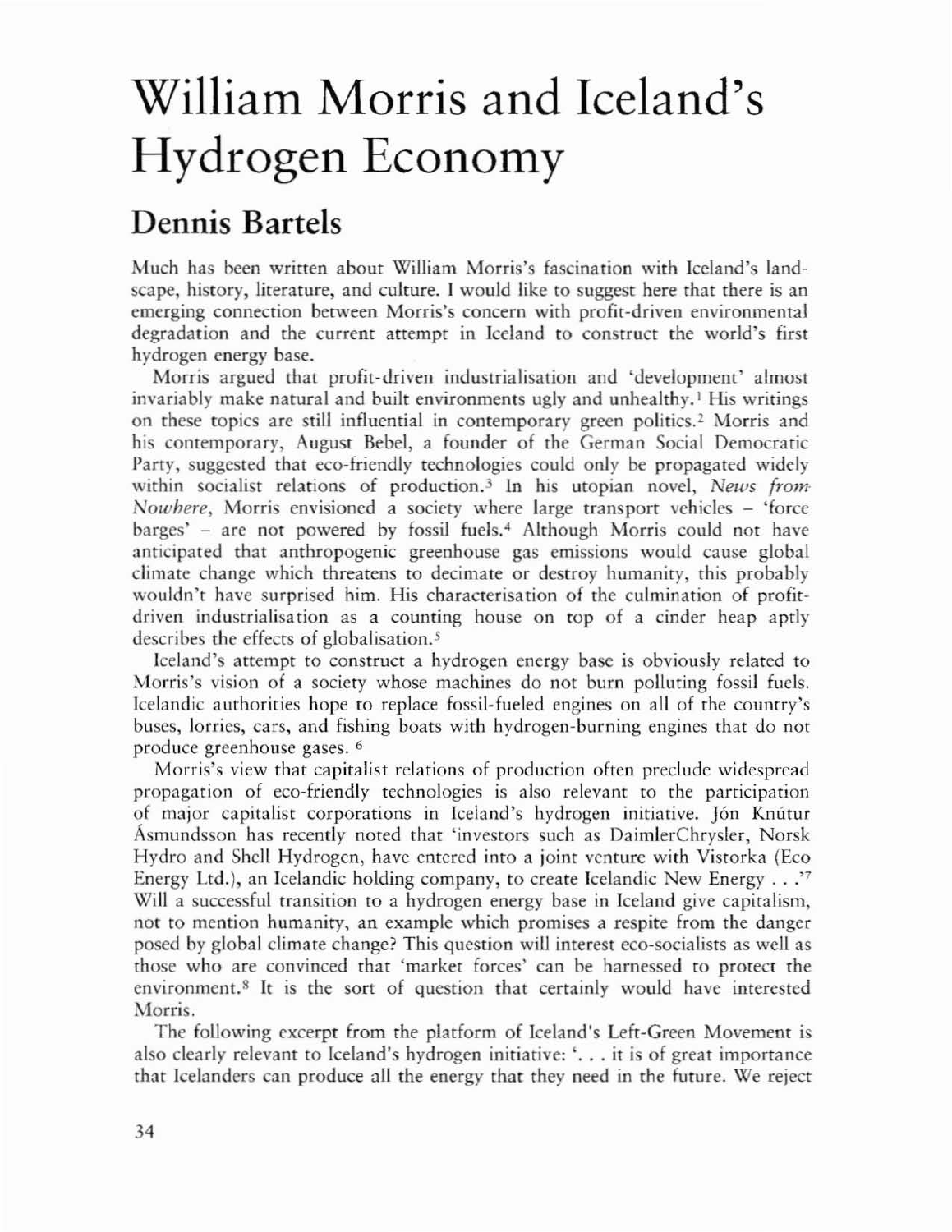# William Morris and Iceland's Hydrogen Economy

## Dennis Bartels

Much has been written about William Morris's fascination with Iceland's landscape, history, literature, and culture. I would like to suggest here that there is an emerging connection between Morris's concern with profit-driven environmental degradation and the current attempt in Iceland to construct the world's first hydrogen energy base.

Morris argued that profit-driven industrialisation and 'development' almost invariably make natural and built environments ugly and unhealthy.[1] His writings on these topics are still influential in contemporary green politics.[2] Morris and his contemporary, August Bebel, a founder of the German Social Democratic Party, suggested that eco-friendly technologies could only be propagated widely within socialist relations of production.[3] In his utopian novel, *News from Nowhere*, Morris envisioned a society where large transport vehicles – 'force barges' – are not powered by fossil fuels.[4] Although Morris could not have anticipated that anthropogenic greenhouse gas emissions would cause global climate change which threatens to decimate or destroy humanity, this probably wouldn't have surprised him. His characterisation of the culmination of profit-driven industrialisation as a counting house on top of a cinder heap aptly describes the effects of globalisation.[5]

Iceland's attempt to construct a hydrogen energy base is obviously related to Morris's vision of a society whose machines do not burn polluting fossil fuels. Icelandic authorities hope to replace fossil-fueled engines on all of the country's buses, lorries, cars, and fishing boats with hydrogen-burning engines that do not produce greenhouse gases. [6]

Morris's view that capitalist relations of production often preclude widespread propagation of eco-friendly technologies is also relevant to the participation of major capitalist corporations in Iceland's hydrogen initiative. Jón Knútur Ásmundsson has recently noted that 'investors such as DaimlerChrysler, Norsk Hydro and Shell Hydrogen, have entered into a joint venture with Vistorka (Eco Energy Ltd.), an Icelandic holding company, to create Icelandic New Energy . . .'[7] Will a successful transition to a hydrogen energy base in Iceland give capitalism, not to mention humanity, an example which promises a respite from the danger posed by global climate change? This question will interest eco-socialists as well as those who are convinced that 'market forces' can be harnessed to protect the environment.[8] It is the sort of question that certainly would have interested Morris.

The following excerpt from the platform of Iceland's Left-Green Movement is also clearly relevant to Iceland's hydrogen initiative: '. . . it is of great importance that Icelanders can produce all the energy that they need in the future. We reject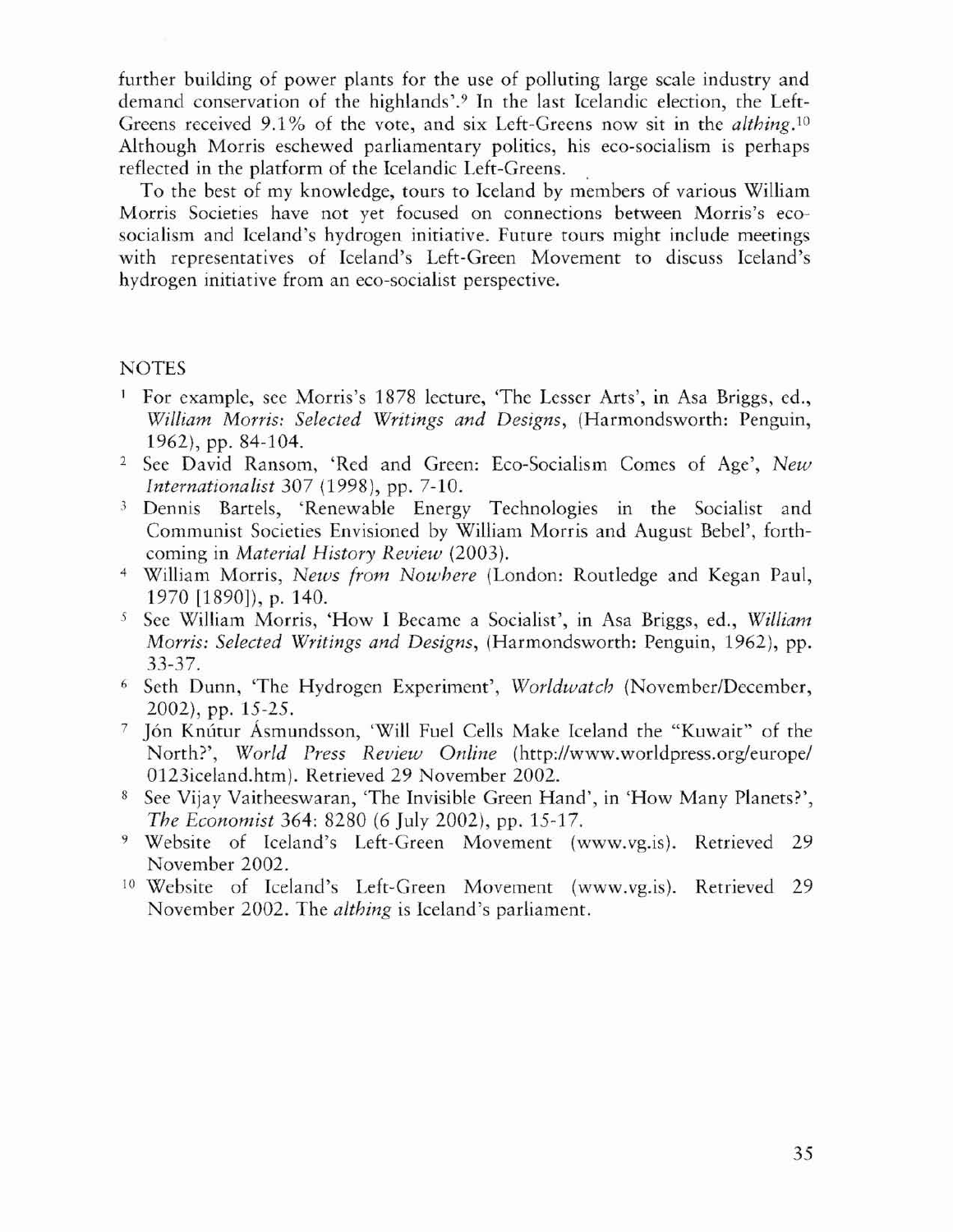further building of power plants for the use of polluting large scale industry and demand conservation of the highlands'.[9] In the last Icelandic election, the Left-Greens received 9.1% of the vote, and six Left-Greens now sit in the *althing*.[10] Although Morris eschewed parliamentary politics, his eco-socialism is perhaps reflected in the platform of the Icelandic Left-Greens.

To the best of my knowledge, tours to Iceland by members of various William Morris Societies have not yet focused on connections between Morris's eco-socialism and Iceland's hydrogen initiative. Future tours might include meetings with representatives of Iceland's Left-Green Movement to discuss Iceland's hydrogen initiative from an eco-socialist perspective.

## NOTES

1. For example, see Morris's 1878 lecture, 'The Lesser Arts', in Asa Briggs, ed., *William Morris: Selected Writings and Designs*, (Harmondsworth: Penguin, 1962), pp. 84-104.
2. See David Ransom, 'Red and Green: Eco-Socialism Comes of Age', *New Internationalist* 307 (1998), pp. 7-10.
3. Dennis Bartels, 'Renewable Energy Technologies in the Socialist and Communist Societies Envisioned by William Morris and August Bebel', forthcoming in *Material History Review* (2003).
4. William Morris, *News from Nowhere* (London: Routledge and Kegan Paul, 1970 [1890]), p. 140.
5. See William Morris, 'How I Became a Socialist', in Asa Briggs, ed., *William Morris: Selected Writings and Designs*, (Harmondsworth: Penguin, 1962), pp. 33-37.
6. Seth Dunn, 'The Hydrogen Experiment', *Worldwatch* (November/December, 2002), pp. 15-25.
7. Jón Knútur Ásmundsson, 'Will Fuel Cells Make Iceland the "Kuwait" of the North?', *World Press Review Online* (http://www.worldpress.org/europe/0123iceland.htm). Retrieved 29 November 2002.
8. See Vijay Vaitheeswaran, 'The Invisible Green Hand', in 'How Many Planets?', *The Economist* 364: 8280 (6 July 2002), pp. 15-17.
9. Website of Iceland's Left-Green Movement (www.vg.is). Retrieved 29 November 2002.
10. Website of Iceland's Left-Green Movement (www.vg.is). Retrieved 29 November 2002. The *althing* is Iceland's parliament.